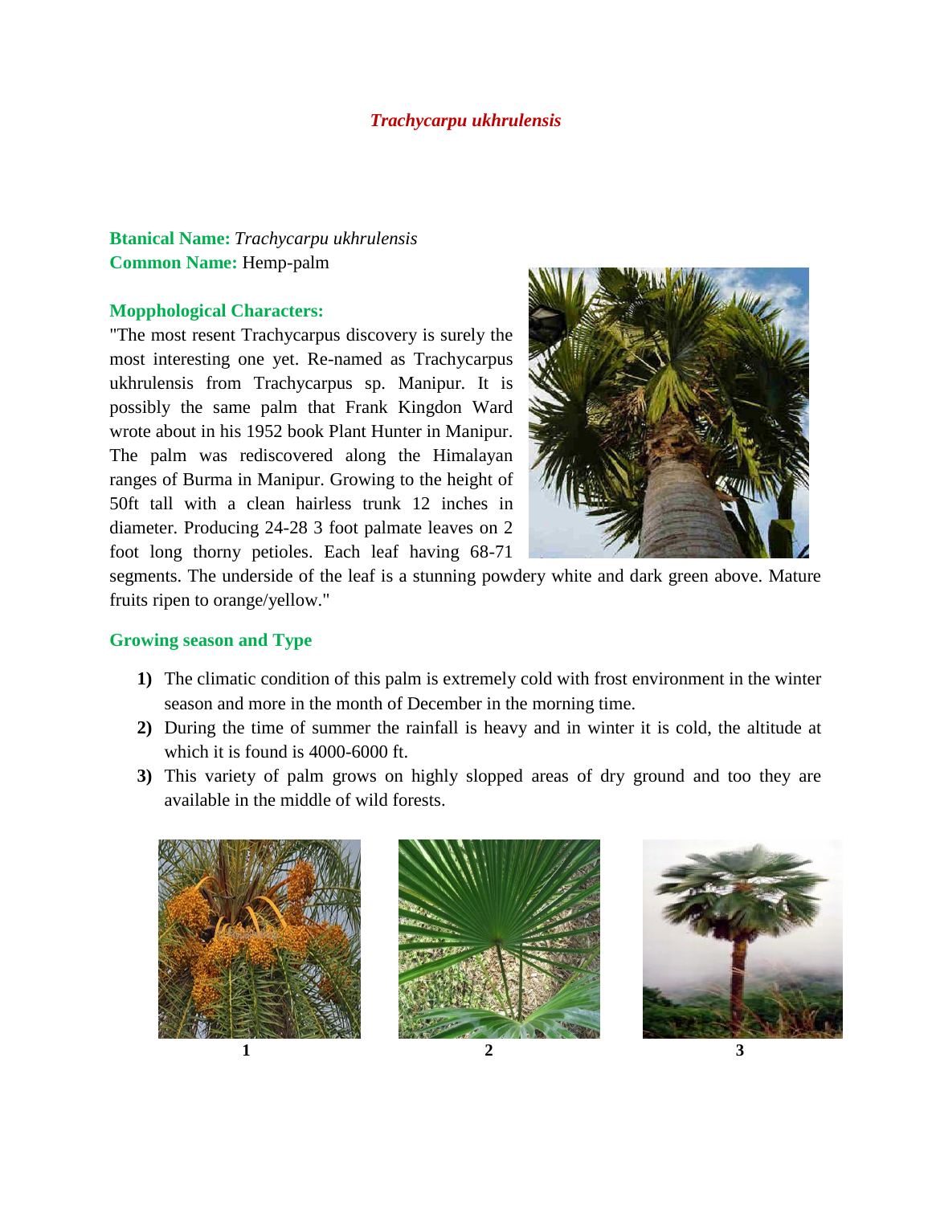# *Trachycarpu ukhrulensis*

**Btanical Name:** *Trachycarpu ukhrulensis*
**Common Name:** Hemp-palm

**Mopphological Characters:**

"The most resent Trachycarpus discovery is surely the most interesting one yet. Re-named as Trachycarpus ukhrulensis from Trachycarpus sp. Manipur. It is possibly the same palm that Frank Kingdon Ward wrote about in his 1952 book Plant Hunter in Manipur. The palm was rediscovered along the Himalayan ranges of Burma in Manipur. Growing to the height of 50ft tall with a clean hairless trunk 12 inches in diameter. Producing 24-28 3 foot palmate leaves on 2 foot long thorny petioles. Each leaf having 68-71 segments. The underside of the leaf is a stunning powdery white and dark green above. Mature fruits ripen to orange/yellow."

**Growing season and Type**

1) The climatic condition of this palm is extremely cold with frost environment in the winter season and more in the month of December in the morning time.
2) During the time of summer the rainfall is heavy and in winter it is cold, the altitude at which it is found is 4000-6000 ft.
3) This variety of palm grows on highly slopped areas of dry ground and too they are available in the middle of wild forests.

1

2

3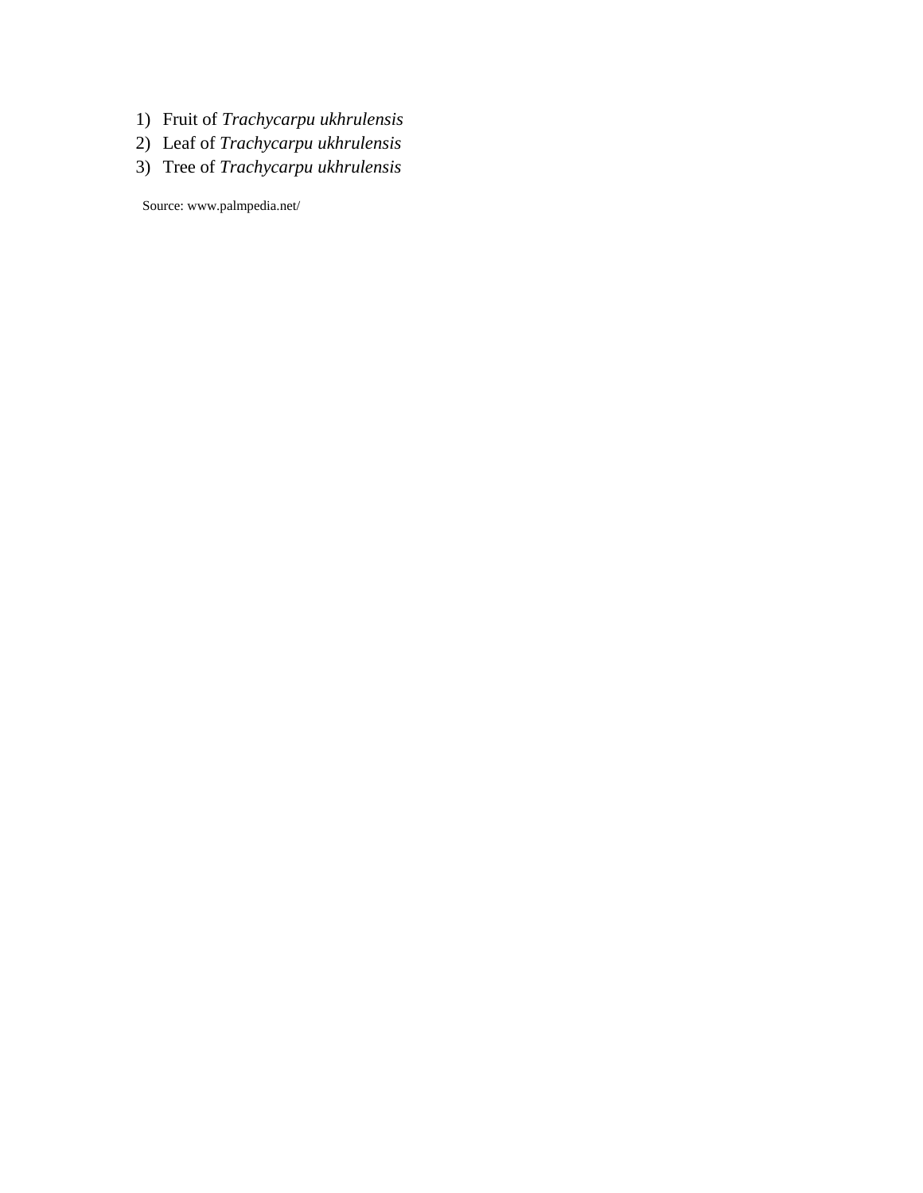1) Fruit of *Trachycarpu ukhrulensis*
2) Leaf of *Trachycarpu ukhrulensis*
3) Tree of *Trachycarpu ukhrulensis*

Source: www.palmpedia.net/